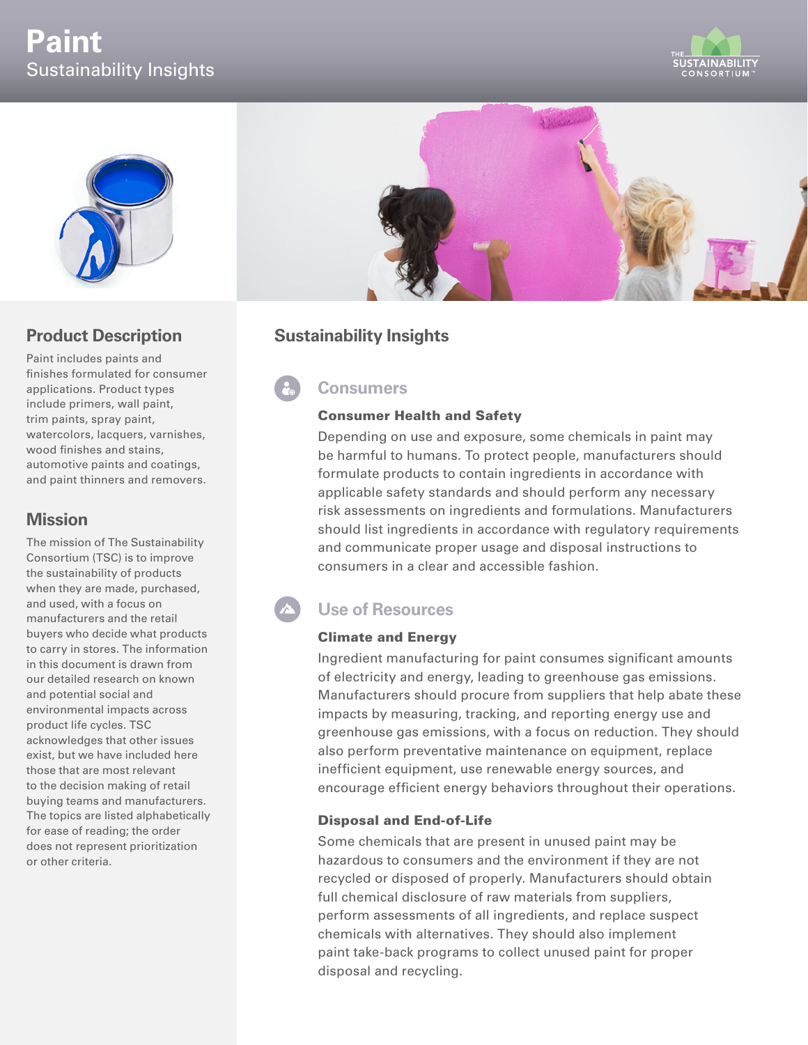# Paint

Sustainability Insights

## Product Description

Paint includes paints and finishes formulated for consumer applications. Product types include primers, wall paint, trim paints, spray paint, watercolors, lacquers, varnishes, wood finishes and stains, automotive paints and coatings, and paint thinners and removers.

## Mission

The mission of The Sustainability Consortium (TSC) is to improve the sustainability of products when they are made, purchased, and used, with a focus on manufacturers and the retail buyers who decide what products to carry in stores. The information in this document is drawn from our detailed research on known and potential social and environmental impacts across product life cycles. TSC acknowledges that other issues exist, but we have included here those that are most relevant to the decision making of retail buying teams and manufacturers. The topics are listed alphabetically for ease of reading; the order does not represent prioritization or other criteria.

## Sustainability Insights

### Consumers

#### Consumer Health and Safety

Depending on use and exposure, some chemicals in paint may be harmful to humans. To protect people, manufacturers should formulate products to contain ingredients in accordance with applicable safety standards and should perform any necessary risk assessments on ingredients and formulations. Manufacturers should list ingredients in accordance with regulatory requirements and communicate proper usage and disposal instructions to consumers in a clear and accessible fashion.

### Use of Resources

#### Climate and Energy

Ingredient manufacturing for paint consumes significant amounts of electricity and energy, leading to greenhouse gas emissions. Manufacturers should procure from suppliers that help abate these impacts by measuring, tracking, and reporting energy use and greenhouse gas emissions, with a focus on reduction. They should also perform preventative maintenance on equipment, replace inefficient equipment, use renewable energy sources, and encourage efficient energy behaviors throughout their operations.

#### Disposal and End-of-Life

Some chemicals that are present in unused paint may be hazardous to consumers and the environment if they are not recycled or disposed of properly. Manufacturers should obtain full chemical disclosure of raw materials from suppliers, perform assessments of all ingredients, and replace suspect chemicals with alternatives. They should also implement paint take-back programs to collect unused paint for proper disposal and recycling.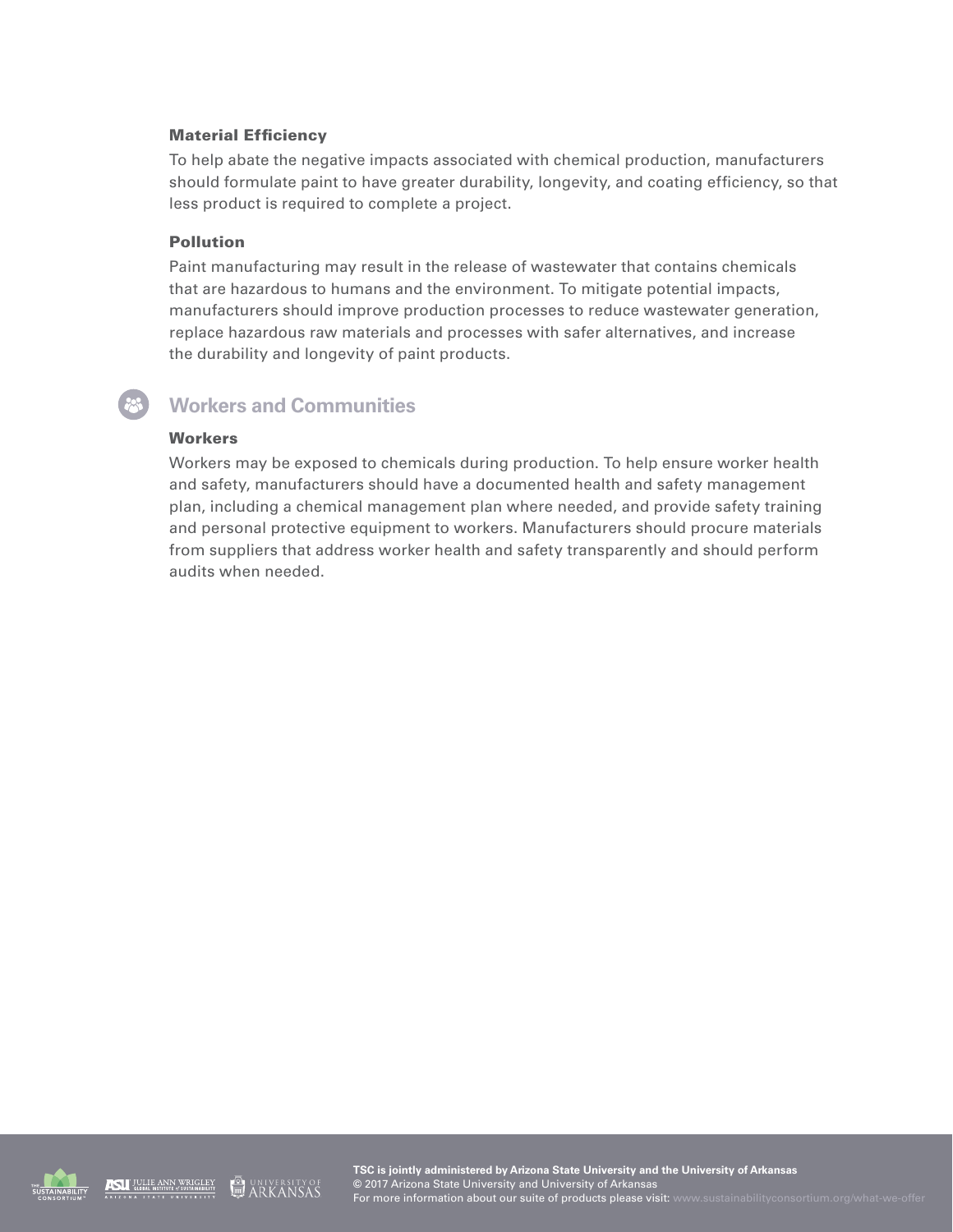### Material Efficiency

To help abate the negative impacts associated with chemical production, manufacturers should formulate paint to have greater durability, longevity, and coating efficiency, so that less product is required to complete a project.

### Pollution

Paint manufacturing may result in the release of wastewater that contains chemicals that are hazardous to humans and the environment. To mitigate potential impacts, manufacturers should improve production processes to reduce wastewater generation, replace hazardous raw materials and processes with safer alternatives, and increase the durability and longevity of paint products.

## Workers and Communities

### Workers

Workers may be exposed to chemicals during production. To help ensure worker health and safety, manufacturers should have a documented health and safety management plan, including a chemical management plan where needed, and provide safety training and personal protective equipment to workers. Manufacturers should procure materials from suppliers that address worker health and safety transparently and should perform audits when needed.

**TSC is jointly administered by Arizona State University and the University of Arkansas**
© 2017 Arizona State University and University of Arkansas
For more information about our suite of products please visit: www.sustainabilityconsortium.org/what-we-offer